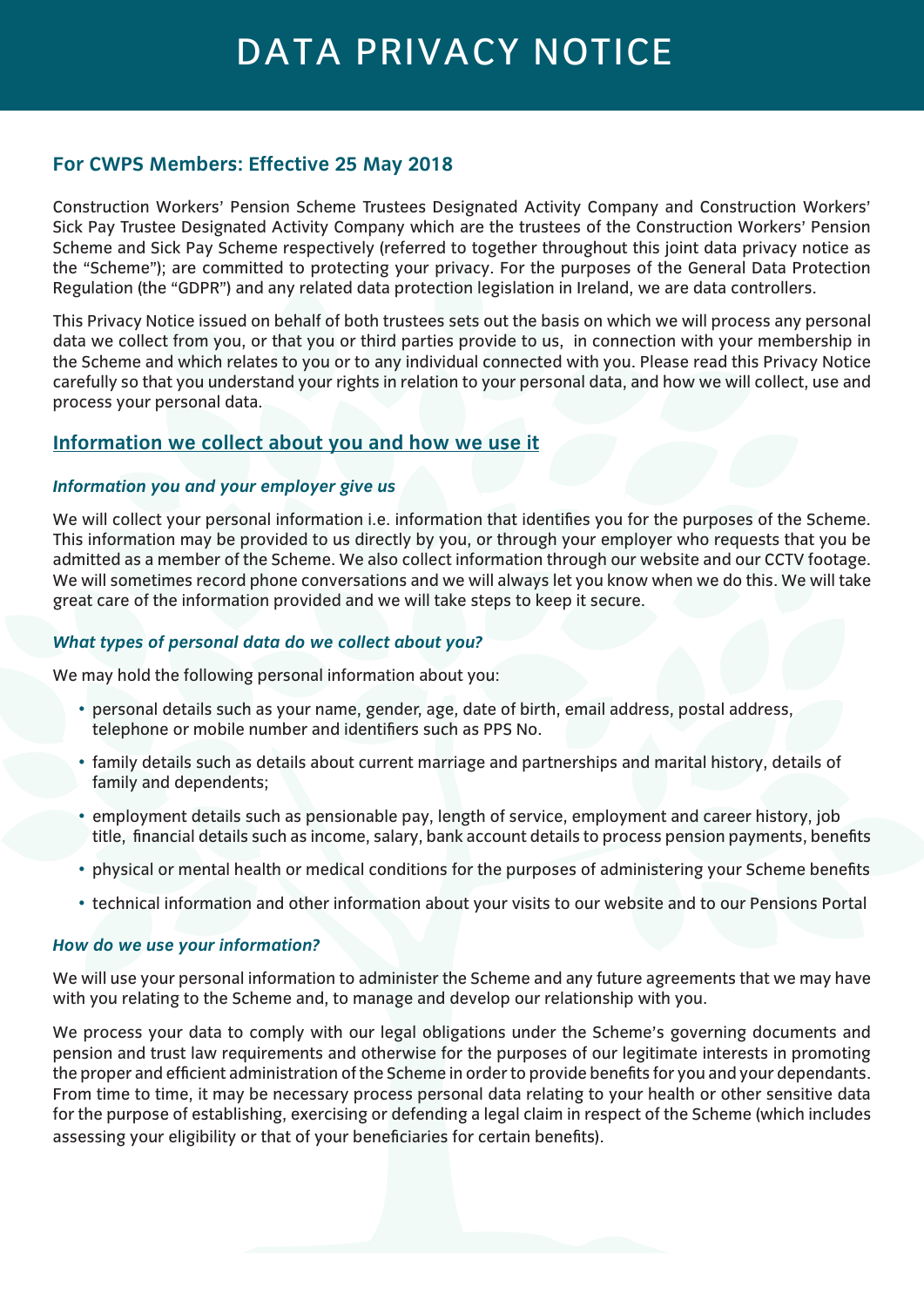# DATA PRIVACY NOTICE

## For CWPS Members: Effective 25 May 2018

Construction Workers' Pension Scheme Trustees Designated Activity Company and Construction Workers' Sick Pay Trustee Designated Activity Company which are the trustees of the Construction Workers' Pension Scheme and Sick Pay Scheme respectively (referred to together throughout this joint data privacy notice as the "Scheme"); are committed to protecting your privacy. For the purposes of the General Data Protection Regulation (the "GDPR") and any related data protection legislation in Ireland, we are data controllers.

This Privacy Notice issued on behalf of both trustees sets out the basis on which we will process any personal data we collect from you, or that you or third parties provide to us, in connection with your membership in the Scheme and which relates to you or to any individual connected with you. Please read this Privacy Notice carefully so that you understand your rights in relation to your personal data, and how we will collect, use and process your personal data.

## Information we collect about you and how we use it

### *Information you and your employer give us*

We will collect your personal information i.e. information that identifies you for the purposes of the Scheme. This information may be provided to us directly by you, or through your employer who requests that you be admitted as a member of the Scheme. We also collect information through our website and our CCTV footage. We will sometimes record phone conversations and we will always let you know when we do this. We will take great care of the information provided and we will take steps to keep it secure.

### *What types of personal data do we collect about you?*

We may hold the following personal information about you:

- personal details such as your name, gender, age, date of birth, email address, postal address, telephone or mobile number and identifiers such as PPS No.
- family details such as details about current marriage and partnerships and marital history, details of family and dependents;
- employment details such as pensionable pay, length of service, employment and career history, job title, financial details such as income, salary, bank account details to process pension payments, benefits
- physical or mental health or medical conditions for the purposes of administering your Scheme benefits
- technical information and other information about your visits to our website and to our Pensions Portal

### *How do we use your information?*

We will use your personal information to administer the Scheme and any future agreements that we may have with you relating to the Scheme and, to manage and develop our relationship with you.

We process your data to comply with our legal obligations under the Scheme's governing documents and pension and trust law requirements and otherwise for the purposes of our legitimate interests in promoting the proper and efficient administration of the Scheme in order to provide benefits for you and your dependants. From time to time, it may be necessary process personal data relating to your health or other sensitive data for the purpose of establishing, exercising or defending a legal claim in respect of the Scheme (which includes assessing your eligibility or that of your beneficiaries for certain benefits).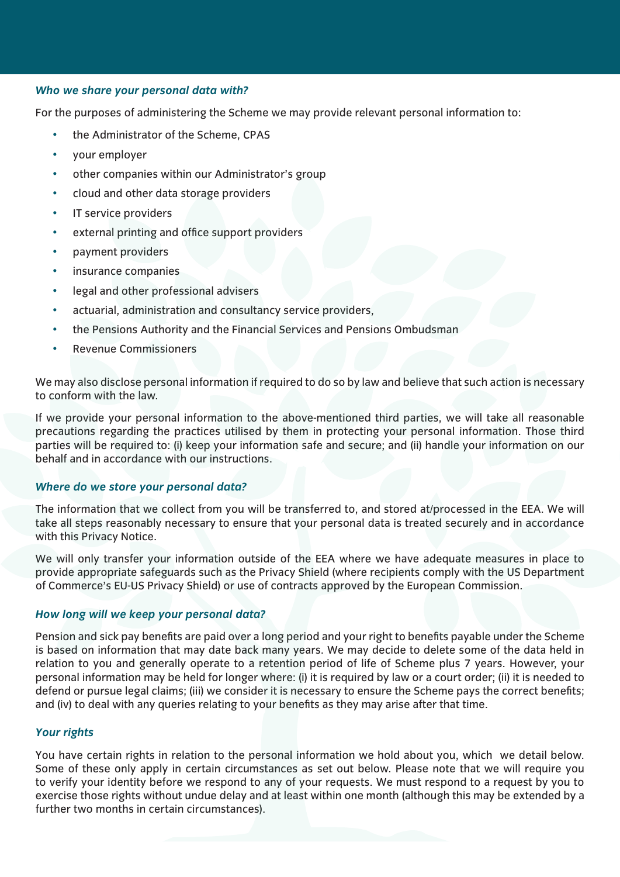### *Who we share your personal data with?*

For the purposes of administering the Scheme we may provide relevant personal information to:

- the Administrator of the Scheme, CPAS
- your employer
- other companies within our Administrator's group
- cloud and other data storage providers
- IT service providers
- external printing and office support providers
- payment providers
- insurance companies
- legal and other professional advisers
- actuarial, administration and consultancy service providers,
- the Pensions Authority and the Financial Services and Pensions Ombudsman
- Revenue Commissioners

We may also disclose personal information if required to do so by law and believe that such action is necessary to conform with the law.

If we provide your personal information to the above-mentioned third parties, we will take all reasonable precautions regarding the practices utilised by them in protecting your personal information. Those third parties will be required to: (i) keep your information safe and secure; and (ii) handle your information on our behalf and in accordance with our instructions.

### *Where do we store your personal data?*

The information that we collect from you will be transferred to, and stored at/processed in the EEA. We will take all steps reasonably necessary to ensure that your personal data is treated securely and in accordance with this Privacy Notice.

We will only transfer your information outside of the EEA where we have adequate measures in place to provide appropriate safeguards such as the Privacy Shield (where recipients comply with the US Department of Commerce's EU-US Privacy Shield) or use of contracts approved by the European Commission.

### *How long will we keep your personal data?*

Pension and sick pay benefits are paid over a long period and your right to benefits payable under the Scheme is based on information that may date back many years. We may decide to delete some of the data held in relation to you and generally operate to a retention period of life of Scheme plus 7 years. However, your personal information may be held for longer where: (i) it is required by law or a court order; (ii) it is needed to defend or pursue legal claims; (iii) we consider it is necessary to ensure the Scheme pays the correct benefits; and (iv) to deal with any queries relating to your benefits as they may arise after that time.

### *Your rights*

You have certain rights in relation to the personal information we hold about you, which we detail below. Some of these only apply in certain circumstances as set out below. Please note that we will require you to verify your identity before we respond to any of your requests. We must respond to a request by you to exercise those rights without undue delay and at least within one month (although this may be extended by a further two months in certain circumstances).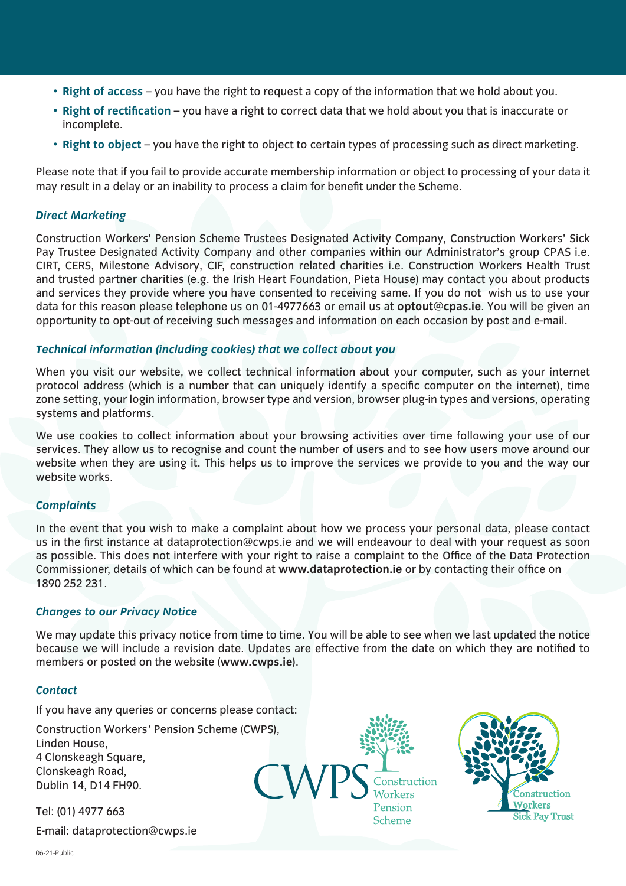- **Right of access** – you have the right to request a copy of the information that we hold about you.
- **Right of rectification** – you have a right to correct data that we hold about you that is inaccurate or incomplete.
- **Right to object** – you have the right to object to certain types of processing such as direct marketing.

Please note that if you fail to provide accurate membership information or object to processing of your data it may result in a delay or an inability to process a claim for benefit under the Scheme.

### *Direct Marketing*

Construction Workers' Pension Scheme Trustees Designated Activity Company, Construction Workers' Sick Pay Trustee Designated Activity Company and other companies within our Administrator's group CPAS i.e. CIRT, CERS, Milestone Advisory, CIF, construction related charities i.e. Construction Workers Health Trust and trusted partner charities (e.g. the Irish Heart Foundation, Pieta House) may contact you about products and services they provide where you have consented to receiving same. If you do not wish us to use your data for this reason please telephone us on 01-4977663 or email us at **optout@cpas.ie**. You will be given an opportunity to opt-out of receiving such messages and information on each occasion by post and e-mail.

### *Technical information (including cookies) that we collect about you*

When you visit our website, we collect technical information about your computer, such as your internet protocol address (which is a number that can uniquely identify a specific computer on the internet), time zone setting, your login information, browser type and version, browser plug-in types and versions, operating systems and platforms.

We use cookies to collect information about your browsing activities over time following your use of our services. They allow us to recognise and count the number of users and to see how users move around our website when they are using it. This helps us to improve the services we provide to you and the way our website works.

### *Complaints*

In the event that you wish to make a complaint about how we process your personal data, please contact us in the first instance at dataprotection@cwps.ie and we will endeavour to deal with your request as soon as possible. This does not interfere with your right to raise a complaint to the Office of the Data Protection Commissioner, details of which can be found at **www.dataprotection.ie** or by contacting their office on 1890 252 231.

### *Changes to our Privacy Notice*

We may update this privacy notice from time to time. You will be able to see when we last updated the notice because we will include a revision date. Updates are effective from the date on which they are notified to members or posted on the website (**www.cwps.ie**).

### *Contact*

If you have any queries or concerns please contact:

Construction Workers' Pension Scheme (CWPS),
Linden House,
4 Clonskeagh Square,
Clonskeagh Road,
Dublin 14, D14 FH90.

Tel: (01) 4977 663

E-mail: dataprotection@cwps.ie

CWPS Construction Workers Pension Scheme

Construction Workers Sick Pay Trust

06-21-Public